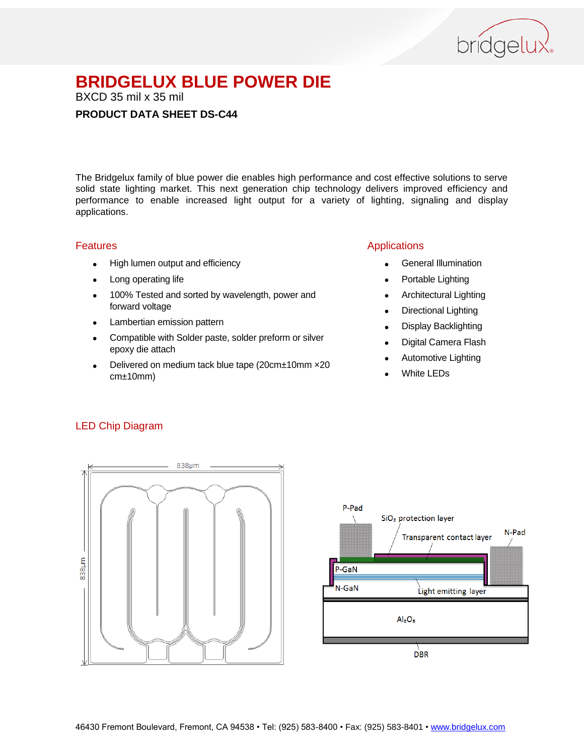# BRIDGELUX BLUE POWER DIE

BXCD 35 mil x 35 mil

**PRODUCT DATA SHEET DS-C44**

The Bridgelux family of blue power die enables high performance and cost effective solutions to serve solid state lighting market. This next generation chip technology delivers improved efficiency and performance to enable increased light output for a variety of lighting, signaling and display applications.

## Features

- High lumen output and efficiency
- Long operating life
- 100% Tested and sorted by wavelength, power and forward voltage
- Lambertian emission pattern
- Compatible with Solder paste, solder preform or silver epoxy die attach
- Delivered on medium tack blue tape (20cm±10mm ×20 cm±10mm)

## Applications

- General Illumination
- Portable Lighting
- Architectural Lighting
- Directional Lighting
- Display Backlighting
- Digital Camera Flash
- Automotive Lighting
- White LEDs

## LED Chip Diagram

838μm

838μm

P-Pad

$SiO_2$ protection layer

Transparent contact layer

N-Pad

P-GaN

N-GaN

Light emitting layer

$Al_2O_3$

DBR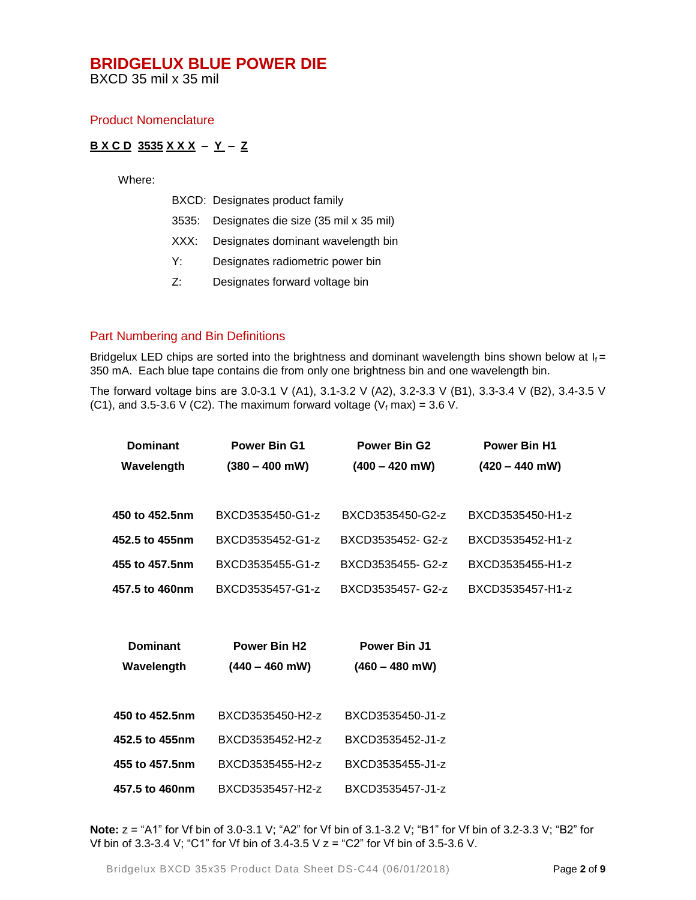# BRIDGELUX BLUE POWER DIE

BXCD 35 mil x 35 mil

## Product Nomenclature

**B X C D 3535 X X X – Y – Z**

Where:

- BXCD: Designates product family
- 3535: Designates die size (35 mil x 35 mil)
- XXX: Designates dominant wavelength bin
- Y: Designates radiometric power bin
- Z: Designates forward voltage bin

## Part Numbering and Bin Definitions

Bridgelux LED chips are sorted into the brightness and dominant wavelength bins shown below at $I_f$ = 350 mA. Each blue tape contains die from only one brightness bin and one wavelength bin.

The forward voltage bins are 3.0-3.1 V (A1), 3.1-3.2 V (A2), 3.2-3.3 V (B1), 3.3-3.4 V (B2), 3.4-3.5 V (C1), and 3.5-3.6 V (C2). The maximum forward voltage ($V_f$ max) = 3.6 V.

| Dominant Wavelength | Power Bin G1 (380 – 400 mW) | Power Bin G2 (400 – 420 mW) | Power Bin H1 (420 – 440 mW) |
|---|---|---|---|
| **450 to 452.5nm** | BXCD3535450-G1-z | BXCD3535450-G2-z | BXCD3535450-H1-z |
| **452.5 to 455nm** | BXCD3535452-G1-z | BXCD3535452- G2-z | BXCD3535452-H1-z |
| **455 to 457.5nm** | BXCD3535455-G1-z | BXCD3535455- G2-z | BXCD3535455-H1-z |
| **457.5 to 460nm** | BXCD3535457-G1-z | BXCD3535457- G2-z | BXCD3535457-H1-z |

| Dominant Wavelength | Power Bin H2 (440 – 460 mW) | Power Bin J1 (460 – 480 mW) |
|---|---|---|
| **450 to 452.5nm** | BXCD3535450-H2-z | BXCD3535450-J1-z |
| **452.5 to 455nm** | BXCD3535452-H2-z | BXCD3535452-J1-z |
| **455 to 457.5nm** | BXCD3535455-H2-z | BXCD3535455-J1-z |
| **457.5 to 460nm** | BXCD3535457-H2-z | BXCD3535457-J1-z |

**Note:** z = "A1" for Vf bin of 3.0-3.1 V; "A2" for Vf bin of 3.1-3.2 V; "B1" for Vf bin of 3.2-3.3 V; "B2" for Vf bin of 3.3-3.4 V; "C1" for Vf bin of 3.4-3.5 V z = "C2" for Vf bin of 3.5-3.6 V.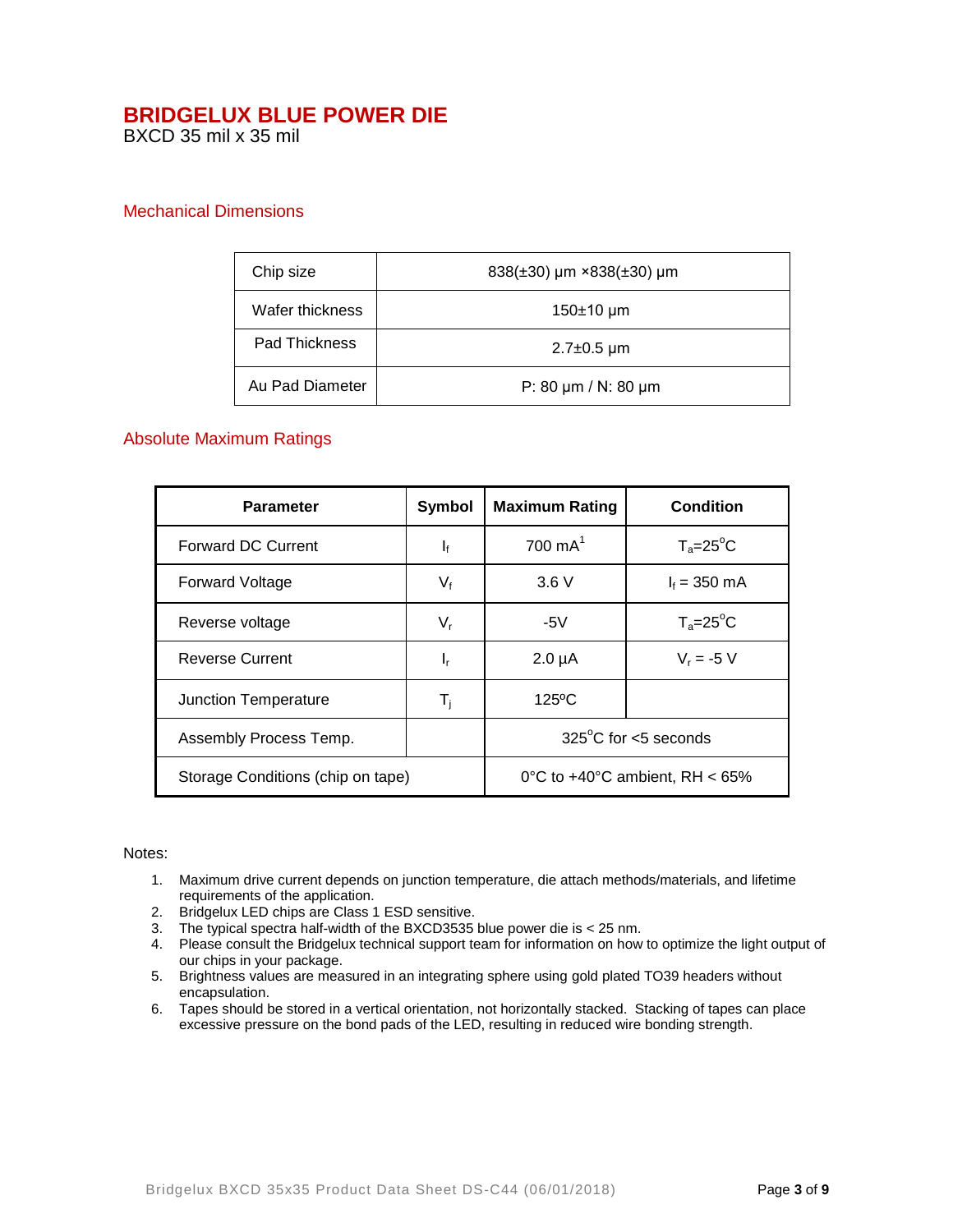# BRIDGELUX BLUE POWER DIE

BXCD 35 mil x 35 mil

## Mechanical Dimensions

| Chip size | 838(±30) μm ×838(±30) μm |
|---|---|
| Wafer thickness | 150±10 μm |
| Pad Thickness | 2.7±0.5 μm |
| Au Pad Diameter | P: 80 μm / N: 80 μm |

## Absolute Maximum Ratings

| Parameter | Symbol | Maximum Rating | Condition |
|---|---|---|---|
| Forward DC Current | $I_f$ | 700 mA[1] | $T_a$=25°C |
| Forward Voltage | $V_f$ | 3.6 V | $I_f$ = 350 mA |
| Reverse voltage | $V_r$ | -5V | $T_a$=25°C |
| Reverse Current | $I_r$ | 2.0 μA | $V_r$ = -5 V |
| Junction Temperature | $T_j$ | 125ºC | |
| Assembly Process Temp. | | 325°C for <5 seconds | |
| Storage Conditions (chip on tape) | | 0°C to +40°C ambient, RH < 65% | |

Notes:

1. Maximum drive current depends on junction temperature, die attach methods/materials, and lifetime requirements of the application.
2. Bridgelux LED chips are Class 1 ESD sensitive.
3. The typical spectra half-width of the BXCD3535 blue power die is < 25 nm.
4. Please consult the Bridgelux technical support team for information on how to optimize the light output of our chips in your package.
5. Brightness values are measured in an integrating sphere using gold plated TO39 headers without encapsulation.
6. Tapes should be stored in a vertical orientation, not horizontally stacked. Stacking of tapes can place excessive pressure on the bond pads of the LED, resulting in reduced wire bonding strength.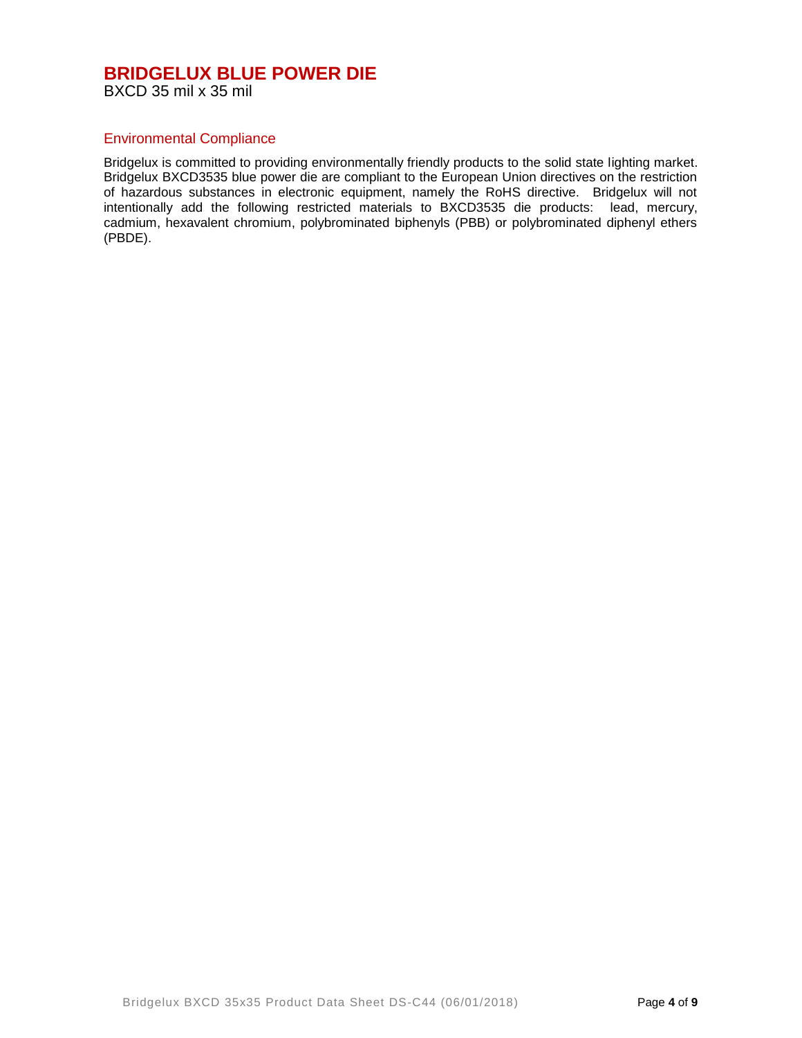# BRIDGELUX BLUE POWER DIE

BXCD 35 mil x 35 mil

## Environmental Compliance

Bridgelux is committed to providing environmentally friendly products to the solid state lighting market. Bridgelux BXCD3535 blue power die are compliant to the European Union directives on the restriction of hazardous substances in electronic equipment, namely the RoHS directive. Bridgelux will not intentionally add the following restricted materials to BXCD3535 die products: lead, mercury, cadmium, hexavalent chromium, polybrominated biphenyls (PBB) or polybrominated diphenyl ethers (PBDE).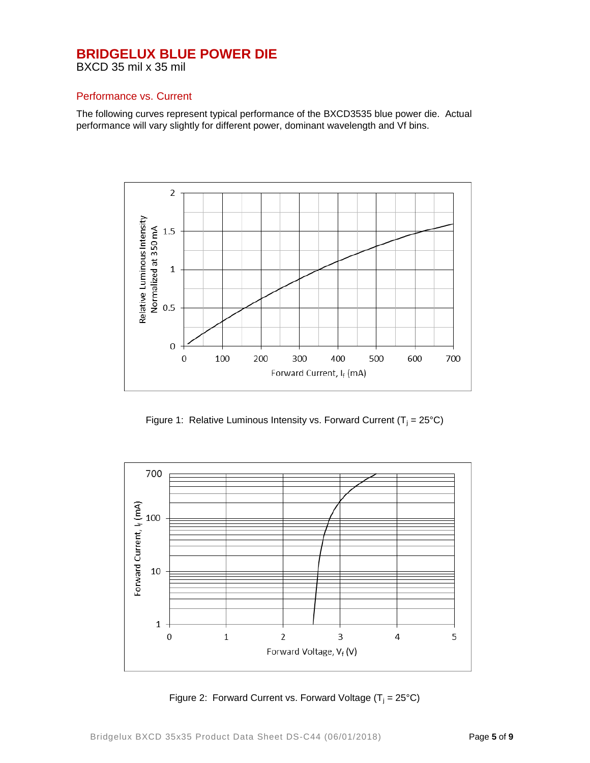# BRIDGELUX BLUE POWER DIE

BXCD 35 mil x 35 mil

## Performance vs. Current

The following curves represent typical performance of the BXCD3535 blue power die. Actual performance will vary slightly for different power, dominant wavelength and Vf bins.

Figure 1: Relative Luminous Intensity vs. Forward Current ($T_j$ = 25°C)

Figure 2: Forward Current vs. Forward Voltage ($T_j$ = 25°C)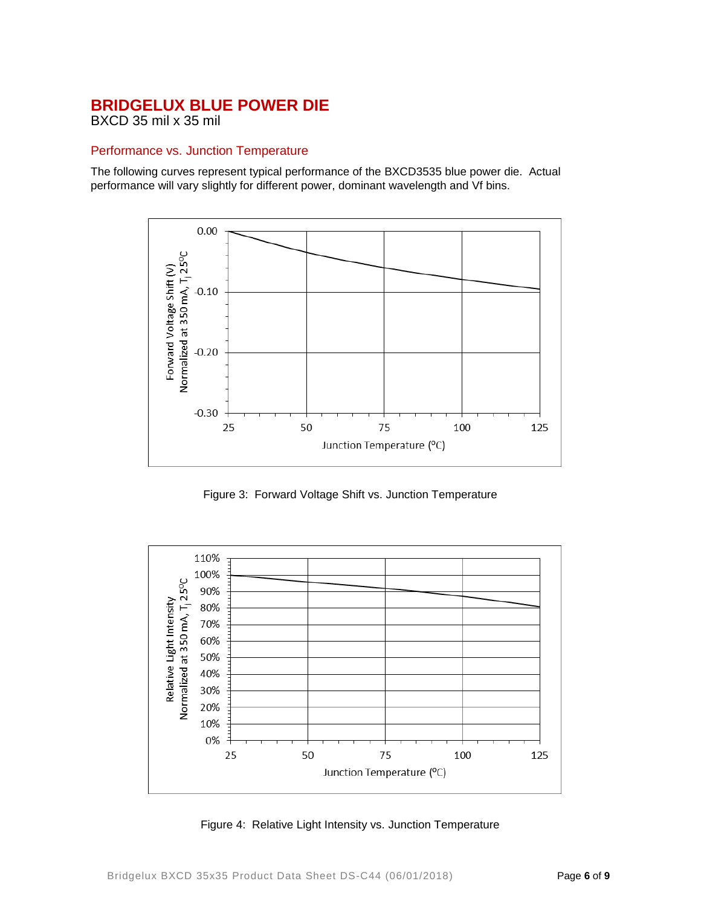# BRIDGELUX BLUE POWER DIE

BXCD 35 mil x 35 mil

## Performance vs. Junction Temperature

The following curves represent typical performance of the BXCD3535 blue power die. Actual performance will vary slightly for different power, dominant wavelength and Vf bins.

Figure 3: Forward Voltage Shift vs. Junction Temperature

Figure 4: Relative Light Intensity vs. Junction Temperature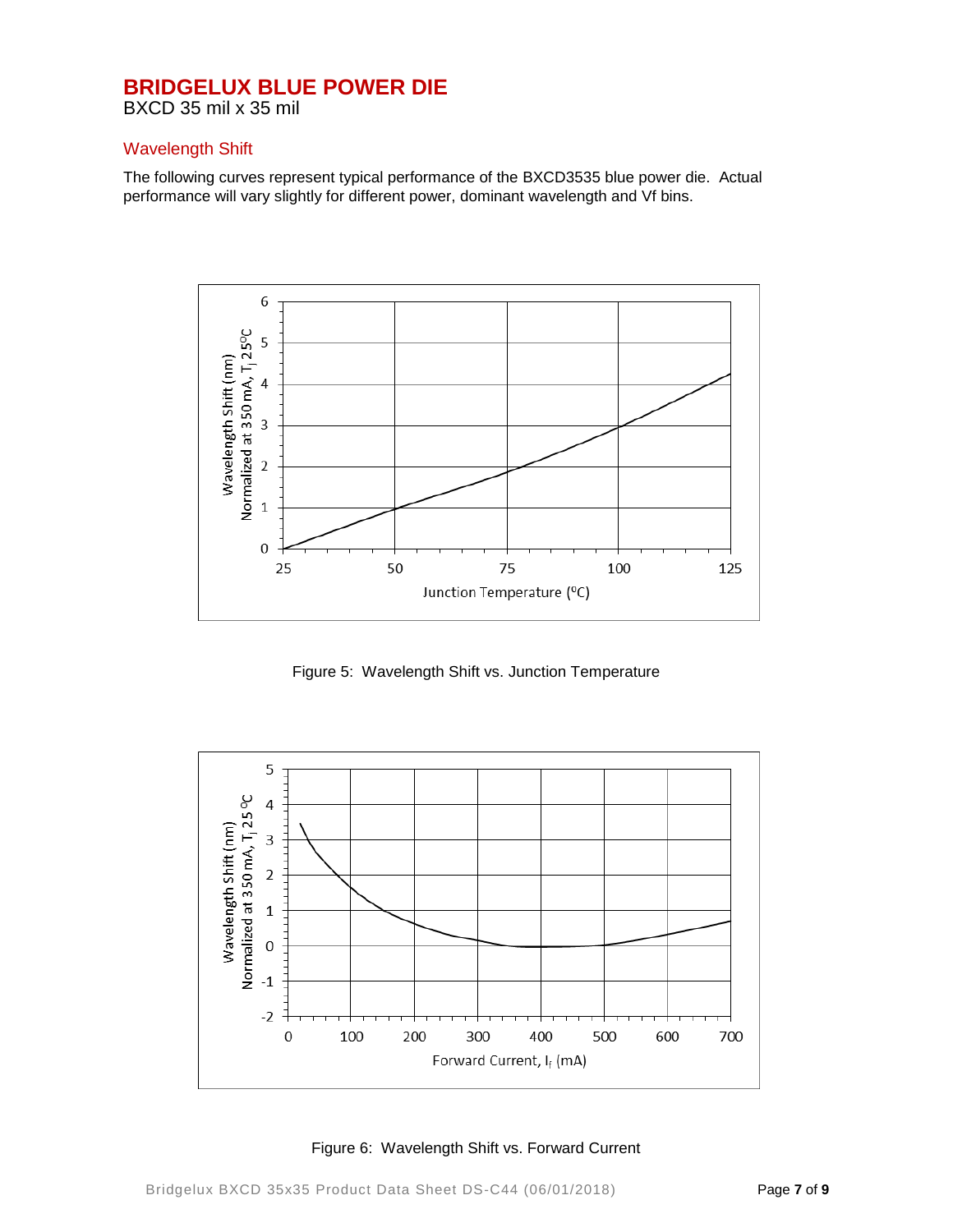# BRIDGELUX BLUE POWER DIE

BXCD 35 mil x 35 mil

## Wavelength Shift

The following curves represent typical performance of the BXCD3535 blue power die. Actual performance will vary slightly for different power, dominant wavelength and Vf bins.

Figure 5: Wavelength Shift vs. Junction Temperature

Figure 6: Wavelength Shift vs. Forward Current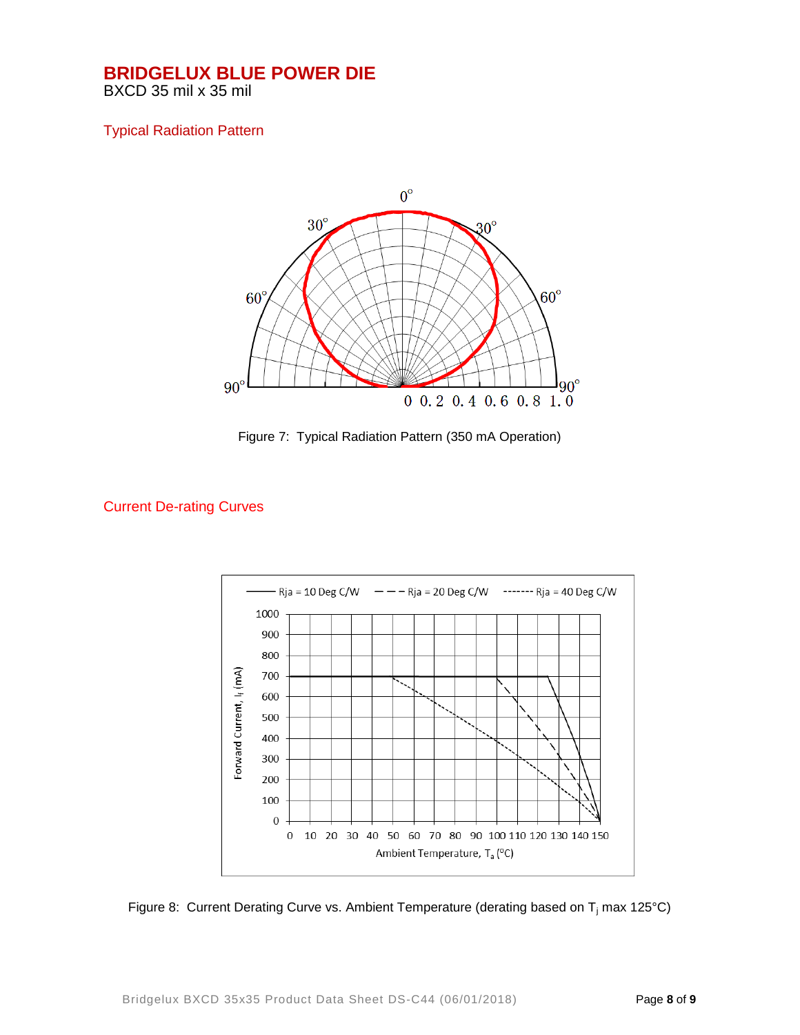# BRIDGELUX BLUE POWER DIE

BXCD 35 mil x 35 mil

## Typical Radiation Pattern

Figure 7: Typical Radiation Pattern (350 mA Operation)

## Current De-rating Curves

Figure 8: Current Derating Curve vs. Ambient Temperature (derating based on $T_j$ max 125°C)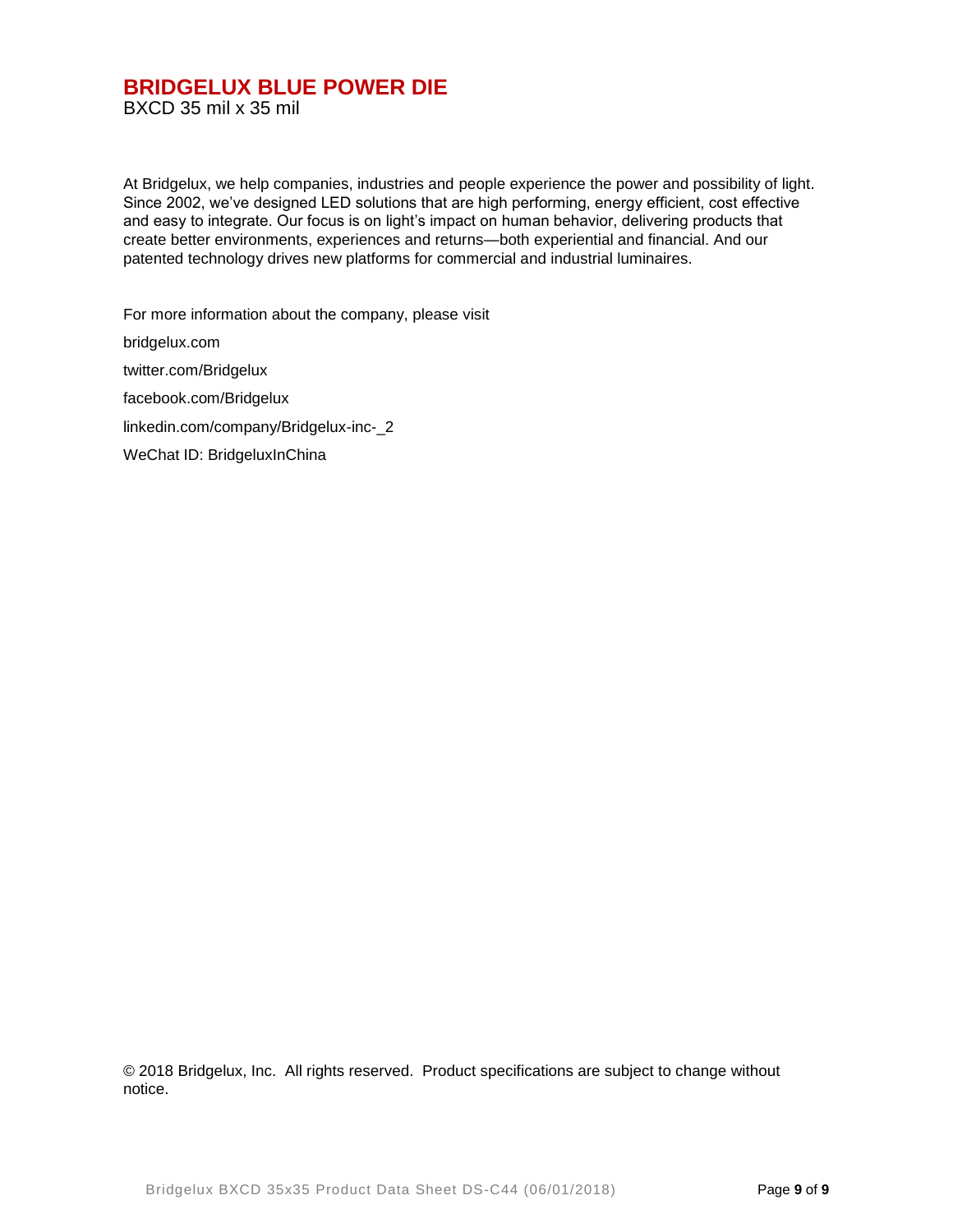# BRIDGELUX BLUE POWER DIE

BXCD 35 mil x 35 mil

At Bridgelux, we help companies, industries and people experience the power and possibility of light. Since 2002, we've designed LED solutions that are high performing, energy efficient, cost effective and easy to integrate. Our focus is on light's impact on human behavior, delivering products that create better environments, experiences and returns—both experiential and financial. And our patented technology drives new platforms for commercial and industrial luminaires.

For more information about the company, please visit

bridgelux.com

twitter.com/Bridgelux

facebook.com/Bridgelux

linkedin.com/company/Bridgelux-inc-_2

WeChat ID: BridgeluxInChina

© 2018 Bridgelux, Inc. All rights reserved. Product specifications are subject to change without notice.